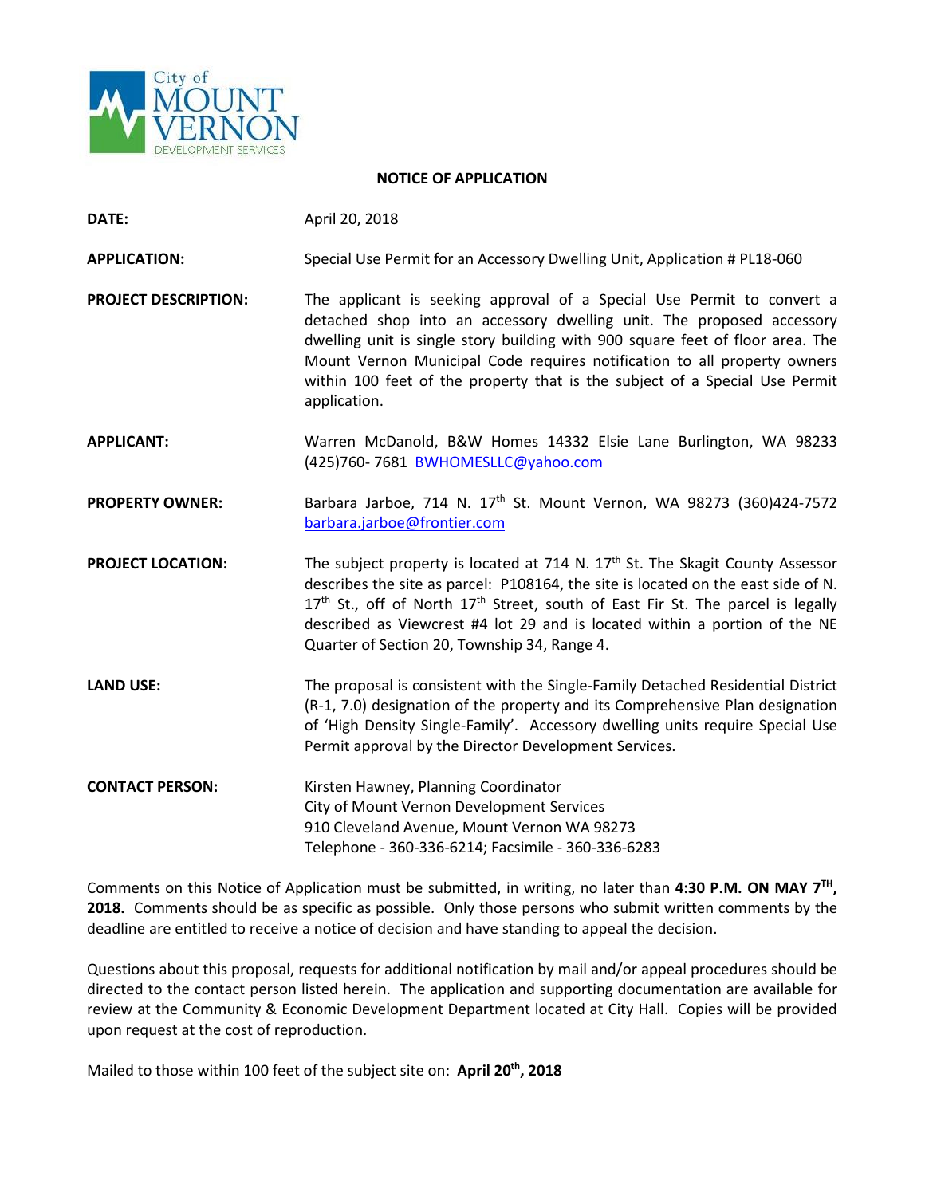City of MOUNT VERNON DEVELOPMENT SERVICES

# NOTICE OF APPLICATION

**DATE:** April 20, 2018

**APPLICATION:** Special Use Permit for an Accessory Dwelling Unit, Application # PL18-060

**PROJECT DESCRIPTION:** The applicant is seeking approval of a Special Use Permit to convert a detached shop into an accessory dwelling unit. The proposed accessory dwelling unit is single story building with 900 square feet of floor area. The Mount Vernon Municipal Code requires notification to all property owners within 100 feet of the property that is the subject of a Special Use Permit application.

**APPLICANT:** Warren McDanold, B&W Homes 14332 Elsie Lane Burlington, WA 98233 (425)760- 7681 BWHOMESLLC@yahoo.com

**PROPERTY OWNER:** Barbara Jarboe, 714 N. 17th St. Mount Vernon, WA 98273 (360)424-7572 barbara.jarboe@frontier.com

**PROJECT LOCATION:** The subject property is located at 714 N. 17th St. The Skagit County Assessor describes the site as parcel: P108164, the site is located on the east side of N. 17th St., off of North 17th Street, south of East Fir St. The parcel is legally described as Viewcrest #4 lot 29 and is located within a portion of the NE Quarter of Section 20, Township 34, Range 4.

**LAND USE:** The proposal is consistent with the Single-Family Detached Residential District (R-1, 7.0) designation of the property and its Comprehensive Plan designation of 'High Density Single-Family'. Accessory dwelling units require Special Use Permit approval by the Director Development Services.

**CONTACT PERSON:** Kirsten Hawney, Planning Coordinator
City of Mount Vernon Development Services
910 Cleveland Avenue, Mount Vernon WA 98273
Telephone - 360-336-6214; Facsimile - 360-336-6283

Comments on this Notice of Application must be submitted, in writing, no later than **4:30 P.M. ON MAY 7TH, 2018.** Comments should be as specific as possible. Only those persons who submit written comments by the deadline are entitled to receive a notice of decision and have standing to appeal the decision.

Questions about this proposal, requests for additional notification by mail and/or appeal procedures should be directed to the contact person listed herein. The application and supporting documentation are available for review at the Community & Economic Development Department located at City Hall. Copies will be provided upon request at the cost of reproduction.

Mailed to those within 100 feet of the subject site on: **April 20th, 2018**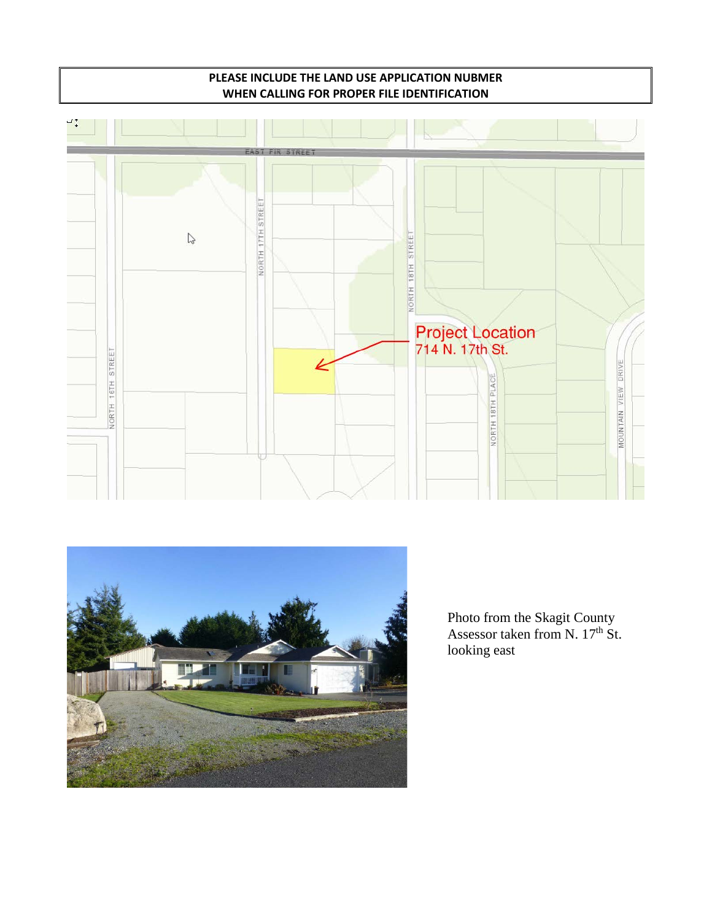**PLEASE INCLUDE THE LAND USE APPLICATION NUBMER WHEN CALLING FOR PROPER FILE IDENTIFICATION**

Photo from the Skagit County Assessor taken from N. 17th St. looking east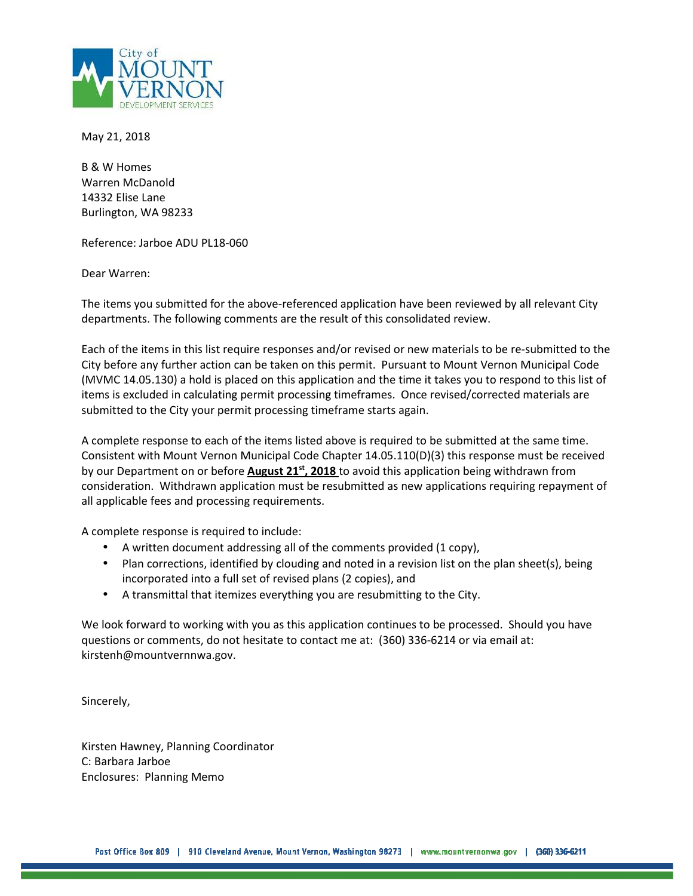City of MOUNT VERNON DEVELOPMENT SERVICES

May 21, 2018

B & W Homes
Warren McDanold
14332 Elise Lane
Burlington, WA 98233

Reference: Jarboe ADU PL18-060

Dear Warren:

The items you submitted for the above-referenced application have been reviewed by all relevant City departments. The following comments are the result of this consolidated review.

Each of the items in this list require responses and/or revised or new materials to be re-submitted to the City before any further action can be taken on this permit. Pursuant to Mount Vernon Municipal Code (MVMC 14.05.130) a hold is placed on this application and the time it takes you to respond to this list of items is excluded in calculating permit processing timeframes. Once revised/corrected materials are submitted to the City your permit processing timeframe starts again.

A complete response to each of the items listed above is required to be submitted at the same time. Consistent with Mount Vernon Municipal Code Chapter 14.05.110(D)(3) this response must be received by our Department on or before **August 21st, 2018** to avoid this application being withdrawn from consideration. Withdrawn application must be resubmitted as new applications requiring repayment of all applicable fees and processing requirements.

A complete response is required to include:

- A written document addressing all of the comments provided (1 copy),
- Plan corrections, identified by clouding and noted in a revision list on the plan sheet(s), being incorporated into a full set of revised plans (2 copies), and
- A transmittal that itemizes everything you are resubmitting to the City.

We look forward to working with you as this application continues to be processed. Should you have questions or comments, do not hesitate to contact me at: (360) 336-6214 or via email at: kirstenh@mountvernnwa.gov.

Sincerely,

Kirsten Hawney, Planning Coordinator
C: Barbara Jarboe
Enclosures: Planning Memo

Post Office Box 809 | 910 Cleveland Avenue, Mount Vernon, Washington 98273 | www.mountvernonwa.gov | (360) 336-6211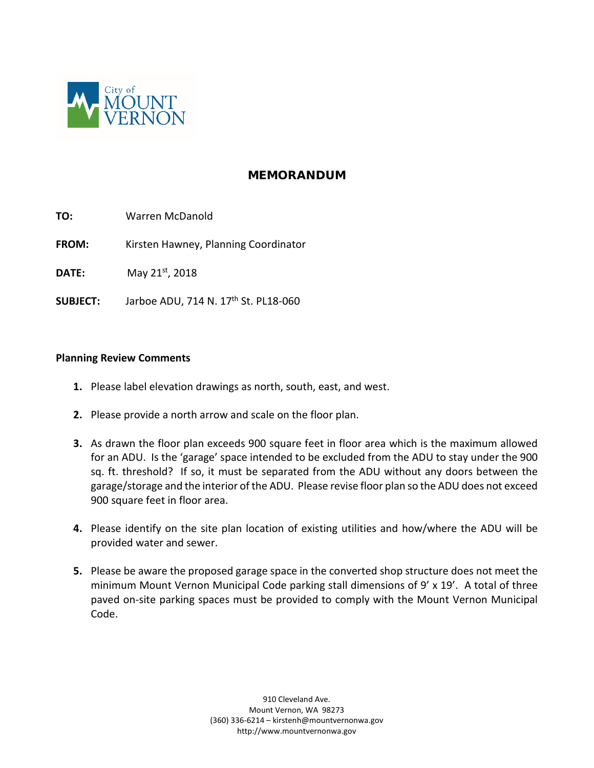City of MOUNT VERNON

# MEMORANDUM

**TO:** Warren McDanold

**FROM:** Kirsten Hawney, Planning Coordinator

**DATE:** May 21st, 2018

**SUBJECT:** Jarboe ADU, 714 N. 17th St. PL18-060

**Planning Review Comments**

1. Please label elevation drawings as north, south, east, and west.
2. Please provide a north arrow and scale on the floor plan.
3. As drawn the floor plan exceeds 900 square feet in floor area which is the maximum allowed for an ADU. Is the 'garage' space intended to be excluded from the ADU to stay under the 900 sq. ft. threshold? If so, it must be separated from the ADU without any doors between the garage/storage and the interior of the ADU. Please revise floor plan so the ADU does not exceed 900 square feet in floor area.
4. Please identify on the site plan location of existing utilities and how/where the ADU will be provided water and sewer.
5. Please be aware the proposed garage space in the converted shop structure does not meet the minimum Mount Vernon Municipal Code parking stall dimensions of 9' x 19'. A total of three paved on-site parking spaces must be provided to comply with the Mount Vernon Municipal Code.

910 Cleveland Ave.
Mount Vernon, WA 98273
(360) 336-6214 – kirstenh@mountvernonwa.gov
http://www.mountvernonwa.gov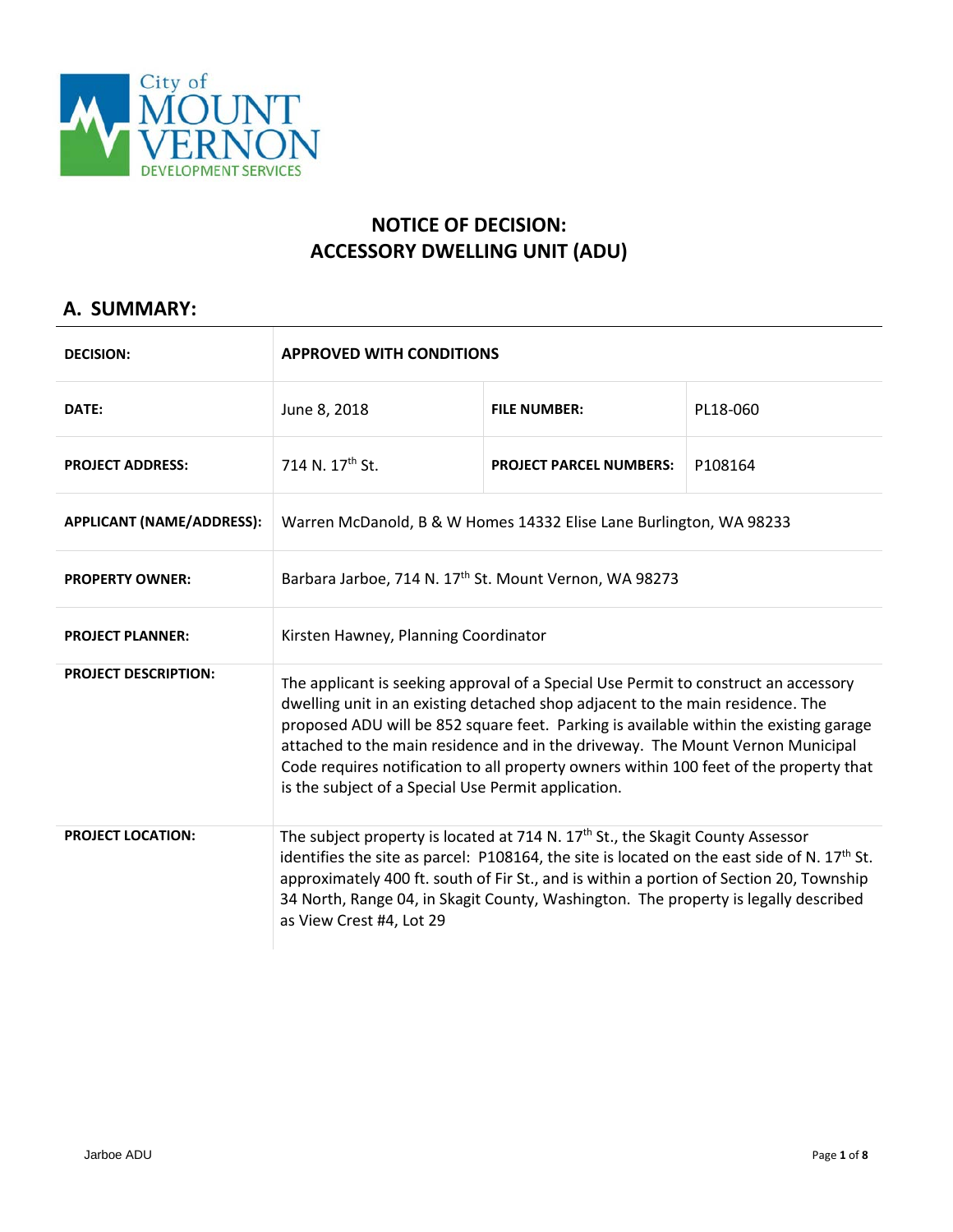City of MOUNT VERNON DEVELOPMENT SERVICES

## NOTICE OF DECISION: ACCESSORY DWELLING UNIT (ADU)

## A. SUMMARY:

| | | | |
|---|---|---|---|
| **DECISION:** | **APPROVED WITH CONDITIONS** | | |
| **DATE:** | June 8, 2018 | **FILE NUMBER:** | PL18-060 |
| **PROJECT ADDRESS:** | 714 N. 17th St. | **PROJECT PARCEL NUMBERS:** | P108164 |
| **APPLICANT (NAME/ADDRESS):** | Warren McDanold, B & W Homes 14332 Elise Lane Burlington, WA 98233 | | |
| **PROPERTY OWNER:** | Barbara Jarboe, 714 N. 17th St. Mount Vernon, WA 98273 | | |
| **PROJECT PLANNER:** | Kirsten Hawney, Planning Coordinator | | |
| **PROJECT DESCRIPTION:** | The applicant is seeking approval of a Special Use Permit to construct an accessory dwelling unit in an existing detached shop adjacent to the main residence. The proposed ADU will be 852 square feet. Parking is available within the existing garage attached to the main residence and in the driveway. The Mount Vernon Municipal Code requires notification to all property owners within 100 feet of the property that is the subject of a Special Use Permit application. | | |
| **PROJECT LOCATION:** | The subject property is located at 714 N. 17th St., the Skagit County Assessor identifies the site as parcel: P108164, the site is located on the east side of N. 17th St. approximately 400 ft. south of Fir St., and is within a portion of Section 20, Township 34 North, Range 04, in Skagit County, Washington. The property is legally described as View Crest #4, Lot 29 | | |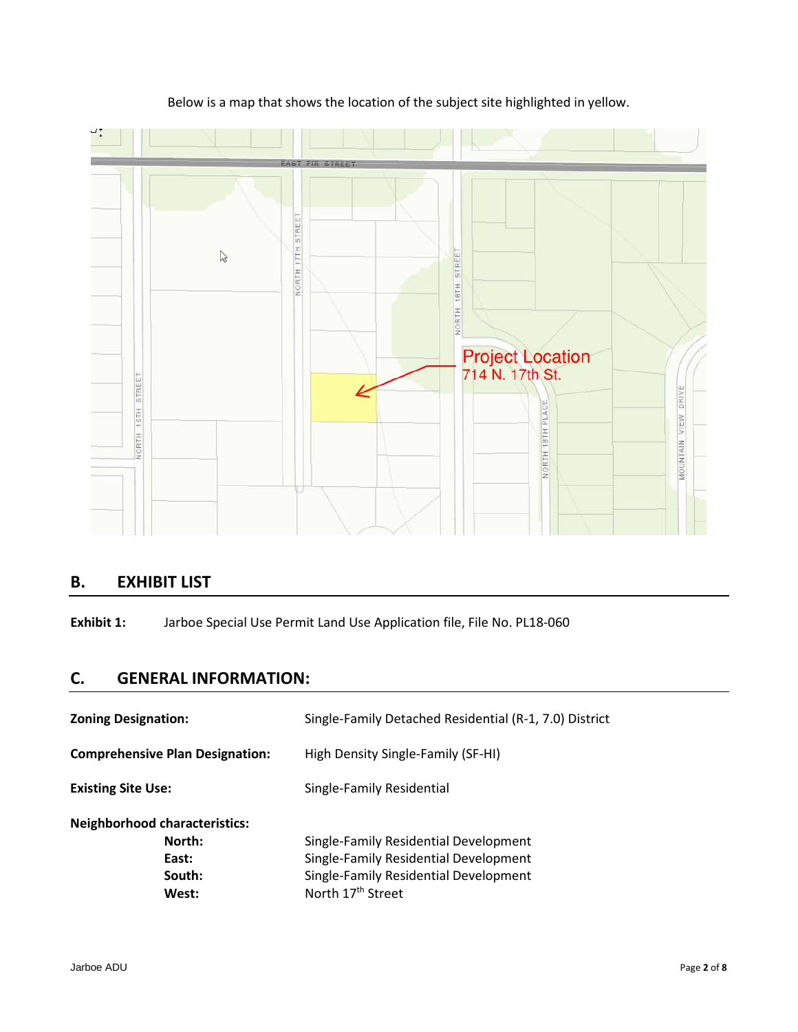Below is a map that shows the location of the subject site highlighted in yellow.

## B. EXHIBIT LIST

**Exhibit 1:** Jarboe Special Use Permit Land Use Application file, File No. PL18-060

## C. GENERAL INFORMATION:

**Zoning Designation:** Single-Family Detached Residential (R-1, 7.0) District

**Comprehensive Plan Designation:** High Density Single-Family (SF-HI)

**Existing Site Use:** Single-Family Residential

**Neighborhood characteristics:**

- **North:** Single-Family Residential Development
- **East:** Single-Family Residential Development
- **South:** Single-Family Residential Development
- **West:** North 17th Street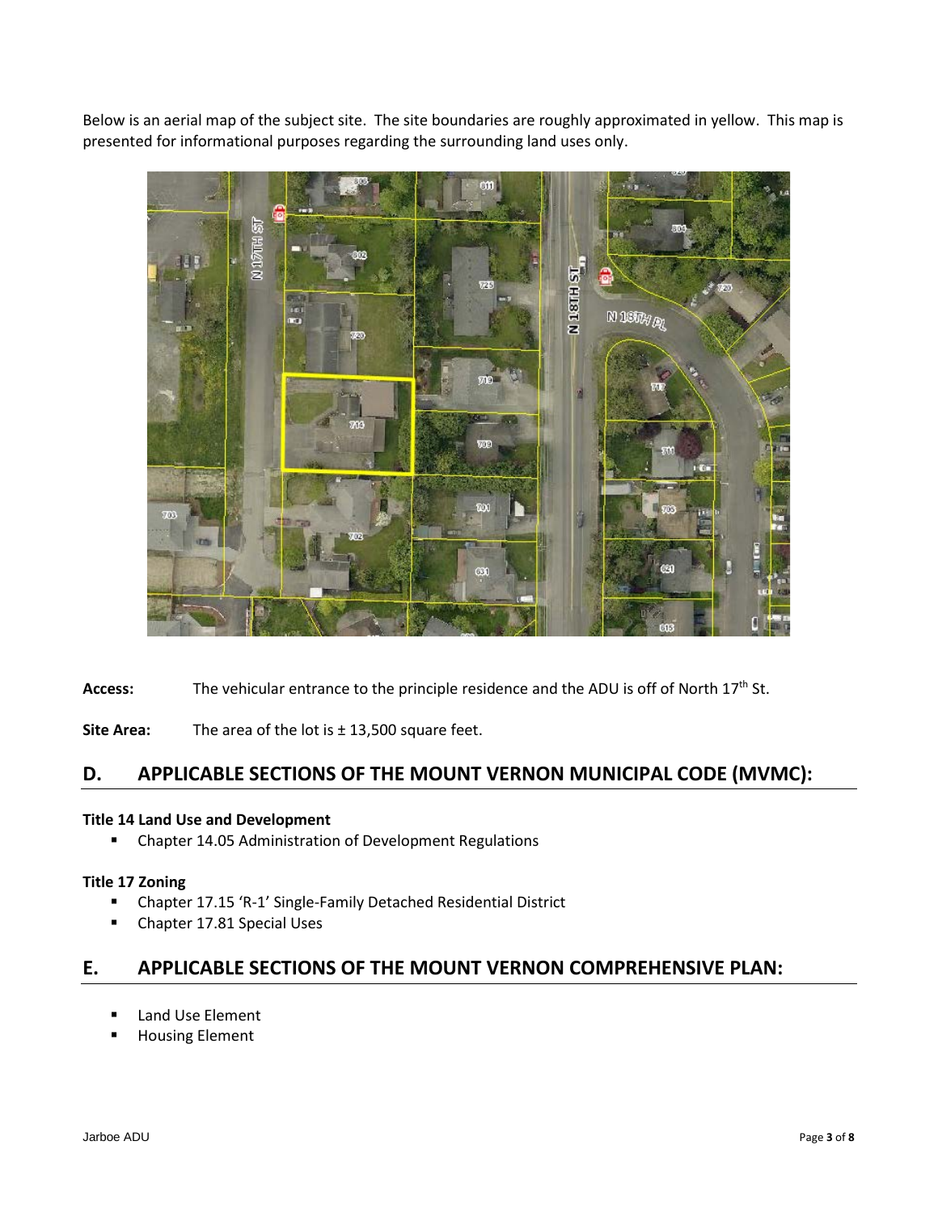Below is an aerial map of the subject site. The site boundaries are roughly approximated in yellow. This map is presented for informational purposes regarding the surrounding land uses only.

**Access:** The vehicular entrance to the principle residence and the ADU is off of North 17th St.

**Site Area:** The area of the lot is ± 13,500 square feet.

## D. APPLICABLE SECTIONS OF THE MOUNT VERNON MUNICIPAL CODE (MVMC):

**Title 14 Land Use and Development**

- Chapter 14.05 Administration of Development Regulations

**Title 17 Zoning**

- Chapter 17.15 'R-1' Single-Family Detached Residential District
- Chapter 17.81 Special Uses

## E. APPLICABLE SECTIONS OF THE MOUNT VERNON COMPREHENSIVE PLAN:

- Land Use Element
- Housing Element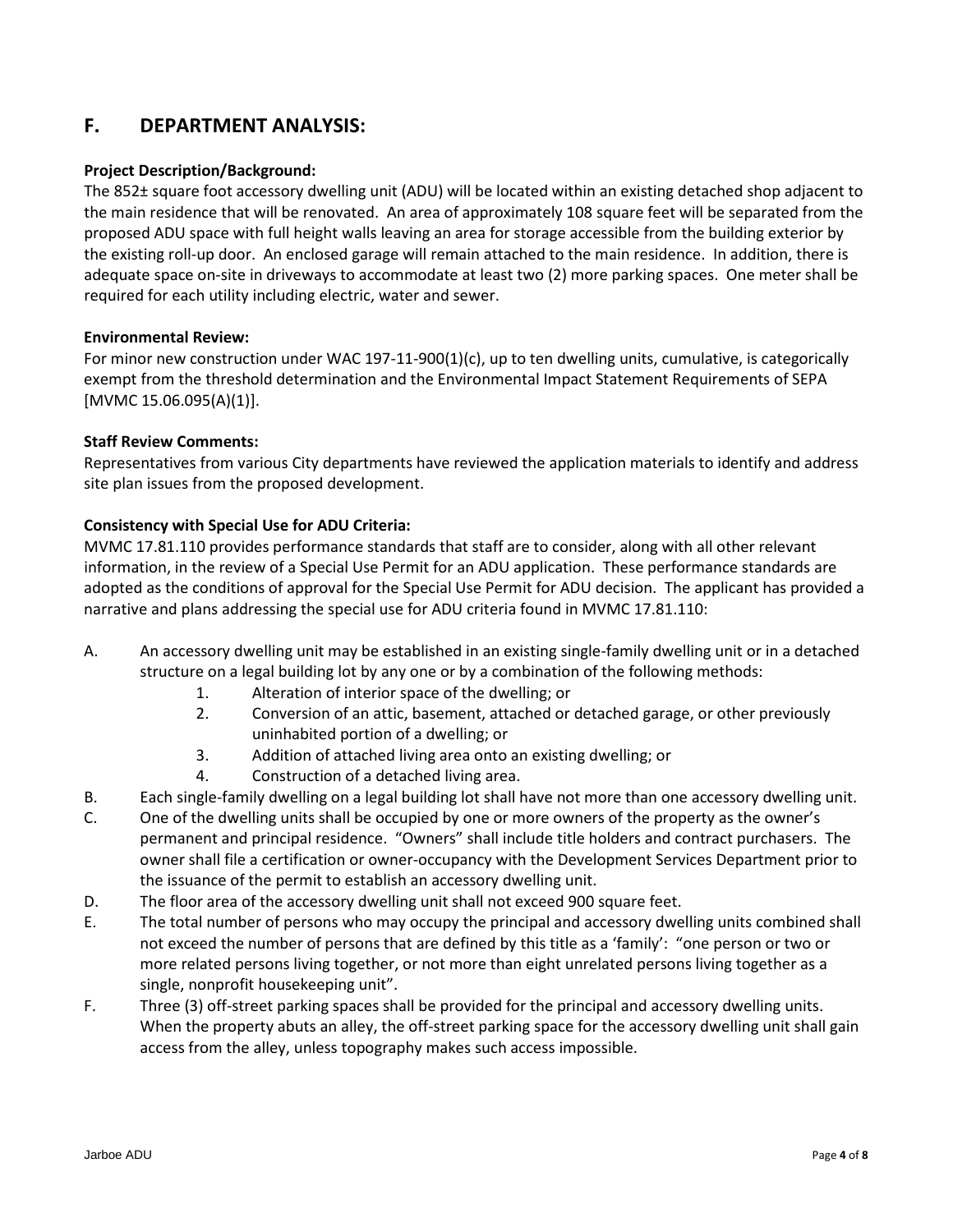## F. DEPARTMENT ANALYSIS:

**Project Description/Background:**

The 852± square foot accessory dwelling unit (ADU) will be located within an existing detached shop adjacent to the main residence that will be renovated. An area of approximately 108 square feet will be separated from the proposed ADU space with full height walls leaving an area for storage accessible from the building exterior by the existing roll-up door. An enclosed garage will remain attached to the main residence. In addition, there is adequate space on-site in driveways to accommodate at least two (2) more parking spaces. One meter shall be required for each utility including electric, water and sewer.

**Environmental Review:**

For minor new construction under WAC 197-11-900(1)(c), up to ten dwelling units, cumulative, is categorically exempt from the threshold determination and the Environmental Impact Statement Requirements of SEPA [MVMC 15.06.095(A)(1)].

**Staff Review Comments:**

Representatives from various City departments have reviewed the application materials to identify and address site plan issues from the proposed development.

**Consistency with Special Use for ADU Criteria:**

MVMC 17.81.110 provides performance standards that staff are to consider, along with all other relevant information, in the review of a Special Use Permit for an ADU application. These performance standards are adopted as the conditions of approval for the Special Use Permit for ADU decision. The applicant has provided a narrative and plans addressing the special use for ADU criteria found in MVMC 17.81.110:

A. An accessory dwelling unit may be established in an existing single-family dwelling unit or in a detached structure on a legal building lot by any one or by a combination of the following methods:
   1. Alteration of interior space of the dwelling; or
   2. Conversion of an attic, basement, attached or detached garage, or other previously uninhabited portion of a dwelling; or
   3. Addition of attached living area onto an existing dwelling; or
   4. Construction of a detached living area.

B. Each single-family dwelling on a legal building lot shall have not more than one accessory dwelling unit.

C. One of the dwelling units shall be occupied by one or more owners of the property as the owner's permanent and principal residence. "Owners" shall include title holders and contract purchasers. The owner shall file a certification or owner-occupancy with the Development Services Department prior to the issuance of the permit to establish an accessory dwelling unit.

D. The floor area of the accessory dwelling unit shall not exceed 900 square feet.

E. The total number of persons who may occupy the principal and accessory dwelling units combined shall not exceed the number of persons that are defined by this title as a 'family': "one person or two or more related persons living together, or not more than eight unrelated persons living together as a single, nonprofit housekeeping unit".

F. Three (3) off-street parking spaces shall be provided for the principal and accessory dwelling units. When the property abuts an alley, the off-street parking space for the accessory dwelling unit shall gain access from the alley, unless topography makes such access impossible.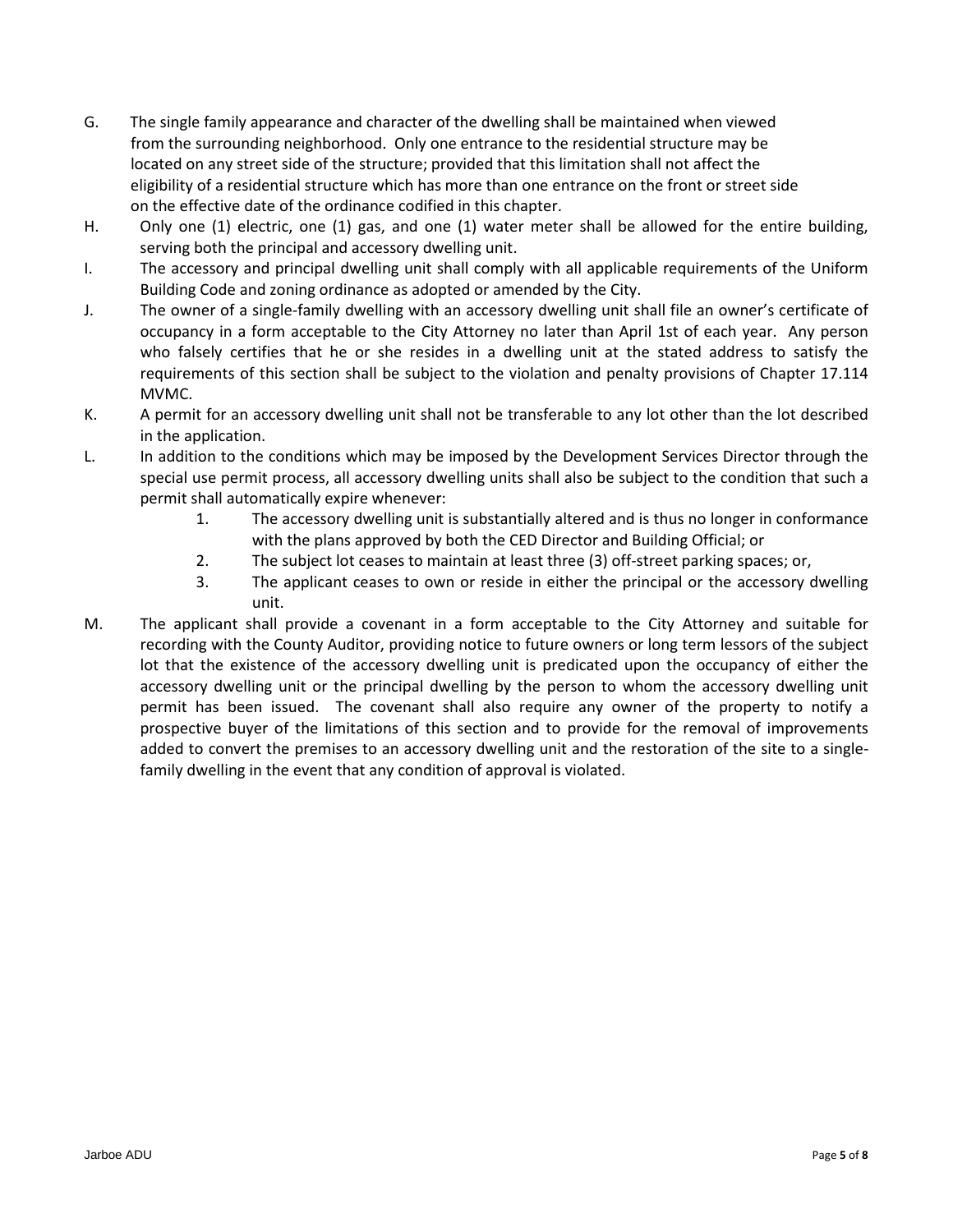G. The single family appearance and character of the dwelling shall be maintained when viewed from the surrounding neighborhood. Only one entrance to the residential structure may be located on any street side of the structure; provided that this limitation shall not affect the eligibility of a residential structure which has more than one entrance on the front or street side on the effective date of the ordinance codified in this chapter.

H. Only one (1) electric, one (1) gas, and one (1) water meter shall be allowed for the entire building, serving both the principal and accessory dwelling unit.

I. The accessory and principal dwelling unit shall comply with all applicable requirements of the Uniform Building Code and zoning ordinance as adopted or amended by the City.

J. The owner of a single-family dwelling with an accessory dwelling unit shall file an owner's certificate of occupancy in a form acceptable to the City Attorney no later than April 1st of each year. Any person who falsely certifies that he or she resides in a dwelling unit at the stated address to satisfy the requirements of this section shall be subject to the violation and penalty provisions of Chapter 17.114 MVMC.

K. A permit for an accessory dwelling unit shall not be transferable to any lot other than the lot described in the application.

L. In addition to the conditions which may be imposed by the Development Services Director through the special use permit process, all accessory dwelling units shall also be subject to the condition that such a permit shall automatically expire whenever:

   1. The accessory dwelling unit is substantially altered and is thus no longer in conformance with the plans approved by both the CED Director and Building Official; or
   2. The subject lot ceases to maintain at least three (3) off-street parking spaces; or,
   3. The applicant ceases to own or reside in either the principal or the accessory dwelling unit.

M. The applicant shall provide a covenant in a form acceptable to the City Attorney and suitable for recording with the County Auditor, providing notice to future owners or long term lessors of the subject lot that the existence of the accessory dwelling unit is predicated upon the occupancy of either the accessory dwelling unit or the principal dwelling by the person to whom the accessory dwelling unit permit has been issued. The covenant shall also require any owner of the property to notify a prospective buyer of the limitations of this section and to provide for the removal of improvements added to convert the premises to an accessory dwelling unit and the restoration of the site to a single-family dwelling in the event that any condition of approval is violated.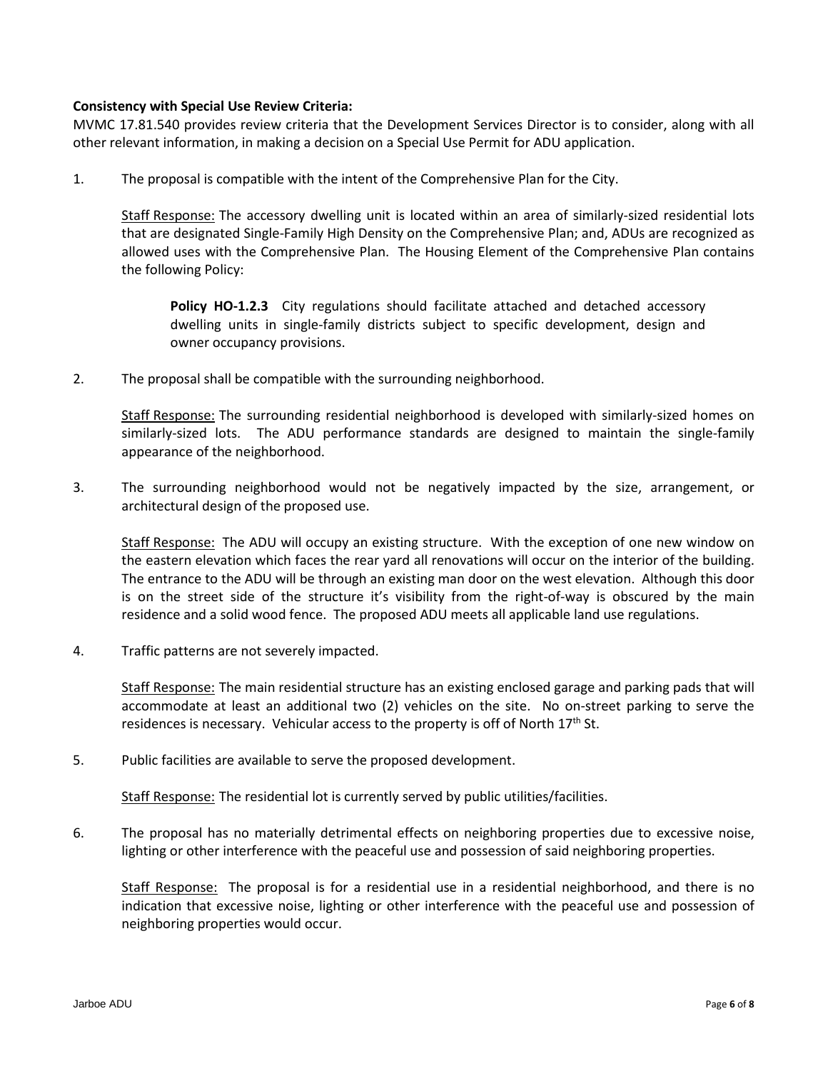**Consistency with Special Use Review Criteria:**

MVMC 17.81.540 provides review criteria that the Development Services Director is to consider, along with all other relevant information, in making a decision on a Special Use Permit for ADU application.

1. The proposal is compatible with the intent of the Comprehensive Plan for the City.

   Staff Response: The accessory dwelling unit is located within an area of similarly-sized residential lots that are designated Single-Family High Density on the Comprehensive Plan; and, ADUs are recognized as allowed uses with the Comprehensive Plan. The Housing Element of the Comprehensive Plan contains the following Policy:

   > **Policy HO-1.2.3** City regulations should facilitate attached and detached accessory dwelling units in single-family districts subject to specific development, design and owner occupancy provisions.

2. The proposal shall be compatible with the surrounding neighborhood.

   Staff Response: The surrounding residential neighborhood is developed with similarly-sized homes on similarly-sized lots. The ADU performance standards are designed to maintain the single-family appearance of the neighborhood.

3. The surrounding neighborhood would not be negatively impacted by the size, arrangement, or architectural design of the proposed use.

   Staff Response: The ADU will occupy an existing structure. With the exception of one new window on the eastern elevation which faces the rear yard all renovations will occur on the interior of the building. The entrance to the ADU will be through an existing man door on the west elevation. Although this door is on the street side of the structure it's visibility from the right-of-way is obscured by the main residence and a solid wood fence. The proposed ADU meets all applicable land use regulations.

4. Traffic patterns are not severely impacted.

   Staff Response: The main residential structure has an existing enclosed garage and parking pads that will accommodate at least an additional two (2) vehicles on the site. No on-street parking to serve the residences is necessary. Vehicular access to the property is off of North 17th St.

5. Public facilities are available to serve the proposed development.

   Staff Response: The residential lot is currently served by public utilities/facilities.

6. The proposal has no materially detrimental effects on neighboring properties due to excessive noise, lighting or other interference with the peaceful use and possession of said neighboring properties.

   Staff Response: The proposal is for a residential use in a residential neighborhood, and there is no indication that excessive noise, lighting or other interference with the peaceful use and possession of neighboring properties would occur.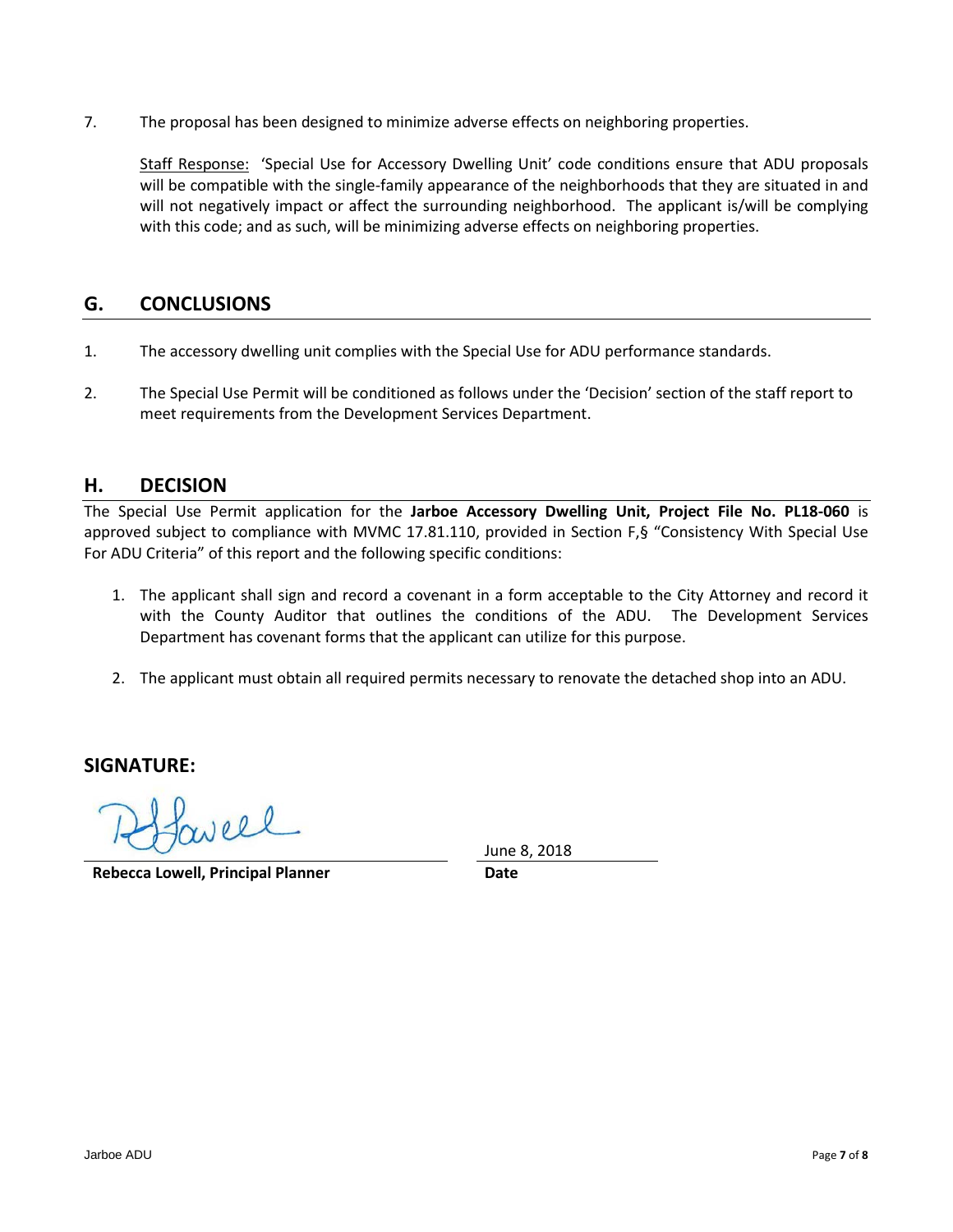7. The proposal has been designed to minimize adverse effects on neighboring properties.

   Staff Response: 'Special Use for Accessory Dwelling Unit' code conditions ensure that ADU proposals will be compatible with the single-family appearance of the neighborhoods that they are situated in and will not negatively impact or affect the surrounding neighborhood. The applicant is/will be complying with this code; and as such, will be minimizing adverse effects on neighboring properties.

## G. CONCLUSIONS

1. The accessory dwelling unit complies with the Special Use for ADU performance standards.

2. The Special Use Permit will be conditioned as follows under the 'Decision' section of the staff report to meet requirements from the Development Services Department.

## H. DECISION

The Special Use Permit application for the **Jarboe Accessory Dwelling Unit, Project File No. PL18-060** is approved subject to compliance with MVMC 17.81.110, provided in Section F,§ "Consistency With Special Use For ADU Criteria" of this report and the following specific conditions:

1. The applicant shall sign and record a covenant in a form acceptable to the City Attorney and record it with the County Auditor that outlines the conditions of the ADU. The Development Services Department has covenant forms that the applicant can utilize for this purpose.

2. The applicant must obtain all required permits necessary to renovate the detached shop into an ADU.

## SIGNATURE:

**Rebecca Lowell, Principal Planner**

June 8, 2018
**Date**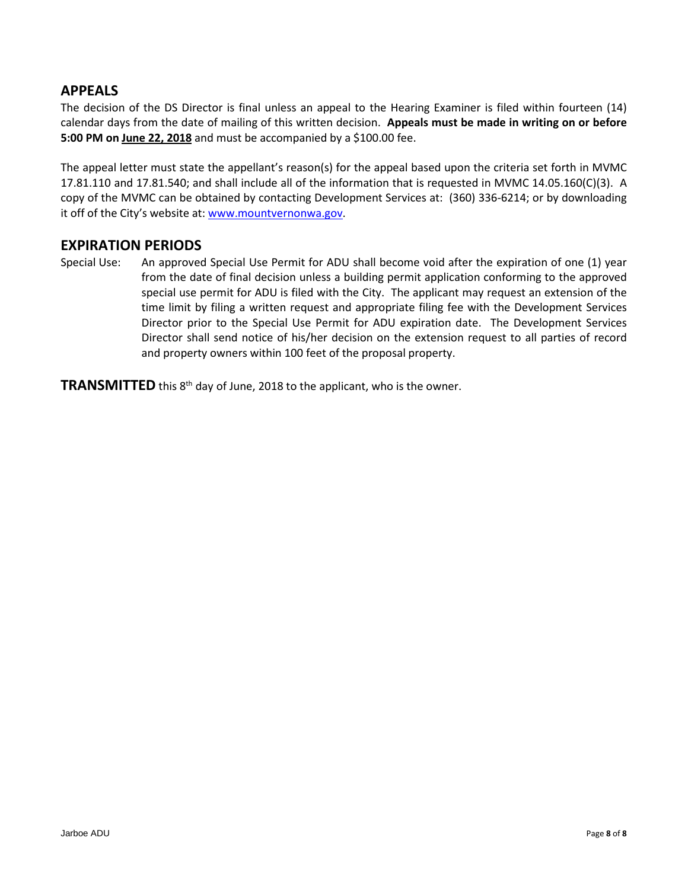## APPEALS

The decision of the DS Director is final unless an appeal to the Hearing Examiner is filed within fourteen (14) calendar days from the date of mailing of this written decision. **Appeals must be made in writing on or before 5:00 PM on June 22, 2018** and must be accompanied by a $100.00 fee.

The appeal letter must state the appellant's reason(s) for the appeal based upon the criteria set forth in MVMC 17.81.110 and 17.81.540; and shall include all of the information that is requested in MVMC 14.05.160(C)(3). A copy of the MVMC can be obtained by contacting Development Services at: (360) 336-6214; or by downloading it off of the City's website at: www.mountvernonwa.gov.

## EXPIRATION PERIODS

Special Use: An approved Special Use Permit for ADU shall become void after the expiration of one (1) year from the date of final decision unless a building permit application conforming to the approved special use permit for ADU is filed with the City. The applicant may request an extension of the time limit by filing a written request and appropriate filing fee with the Development Services Director prior to the Special Use Permit for ADU expiration date. The Development Services Director shall send notice of his/her decision on the extension request to all parties of record and property owners within 100 feet of the proposal property.

**TRANSMITTED** this 8th day of June, 2018 to the applicant, who is the owner.